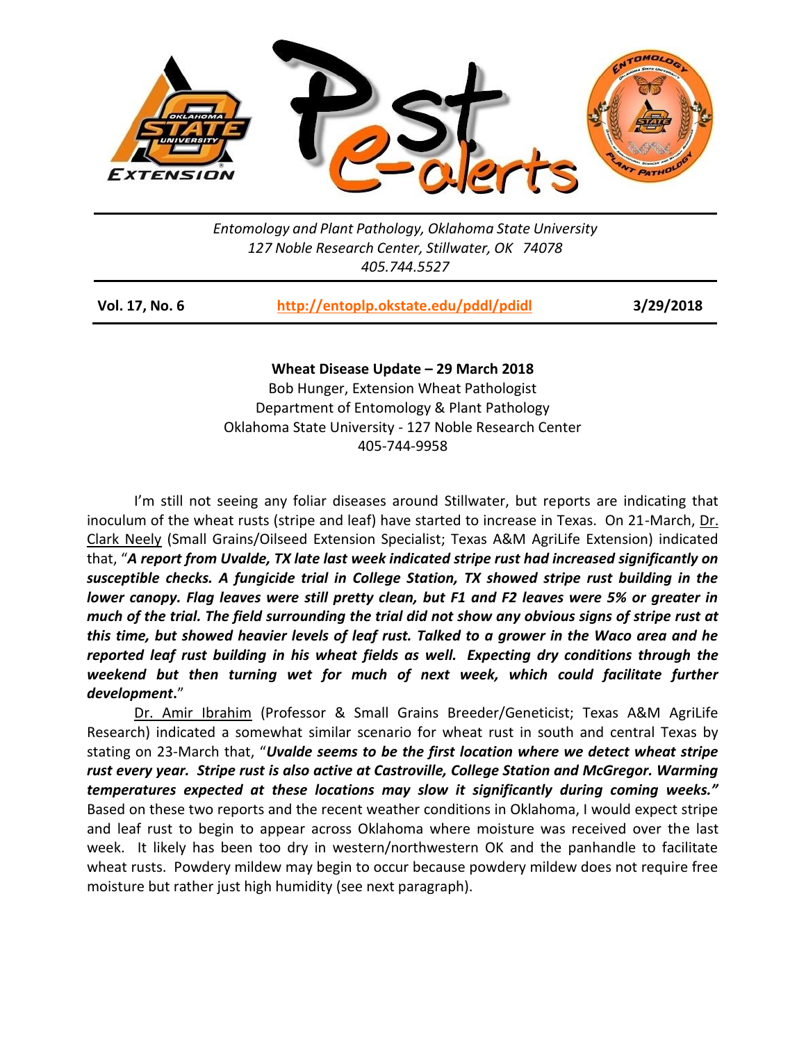Entomology and Plant Pathology, Oklahoma State University
127 Noble Research Center, Stillwater, OK 74078
405.744.5527

**Vol. 17, No. 6** | **http://entoplp.okstate.edu/pddl/pdidl** | **3/29/2018**

**Wheat Disease Update – 29 March 2018**

Bob Hunger, Extension Wheat Pathologist
Department of Entomology & Plant Pathology
Oklahoma State University - 127 Noble Research Center
405-744-9958

I'm still not seeing any foliar diseases around Stillwater, but reports are indicating that inoculum of the wheat rusts (stripe and leaf) have started to increase in Texas. On 21-March, Dr. Clark Neely (Small Grains/Oilseed Extension Specialist; Texas A&M AgriLife Extension) indicated that, "***A report from Uvalde, TX late last week indicated stripe rust had increased significantly on susceptible checks. A fungicide trial in College Station, TX showed stripe rust building in the lower canopy. Flag leaves were still pretty clean, but F1 and F2 leaves were 5% or greater in much of the trial. The field surrounding the trial did not show any obvious signs of stripe rust at this time, but showed heavier levels of leaf rust. Talked to a grower in the Waco area and he reported leaf rust building in his wheat fields as well. Expecting dry conditions through the weekend but then turning wet for much of next week, which could facilitate further development.***"

Dr. Amir Ibrahim (Professor & Small Grains Breeder/Geneticist; Texas A&M AgriLife Research) indicated a somewhat similar scenario for wheat rust in south and central Texas by stating on 23-March that, "***Uvalde seems to be the first location where we detect wheat stripe rust every year. Stripe rust is also active at Castroville, College Station and McGregor. Warming temperatures expected at these locations may slow it significantly during coming weeks.***" Based on these two reports and the recent weather conditions in Oklahoma, I would expect stripe and leaf rust to begin to appear across Oklahoma where moisture was received over the last week. It likely has been too dry in western/northwestern OK and the panhandle to facilitate wheat rusts. Powdery mildew may begin to occur because powdery mildew does not require free moisture but rather just high humidity (see next paragraph).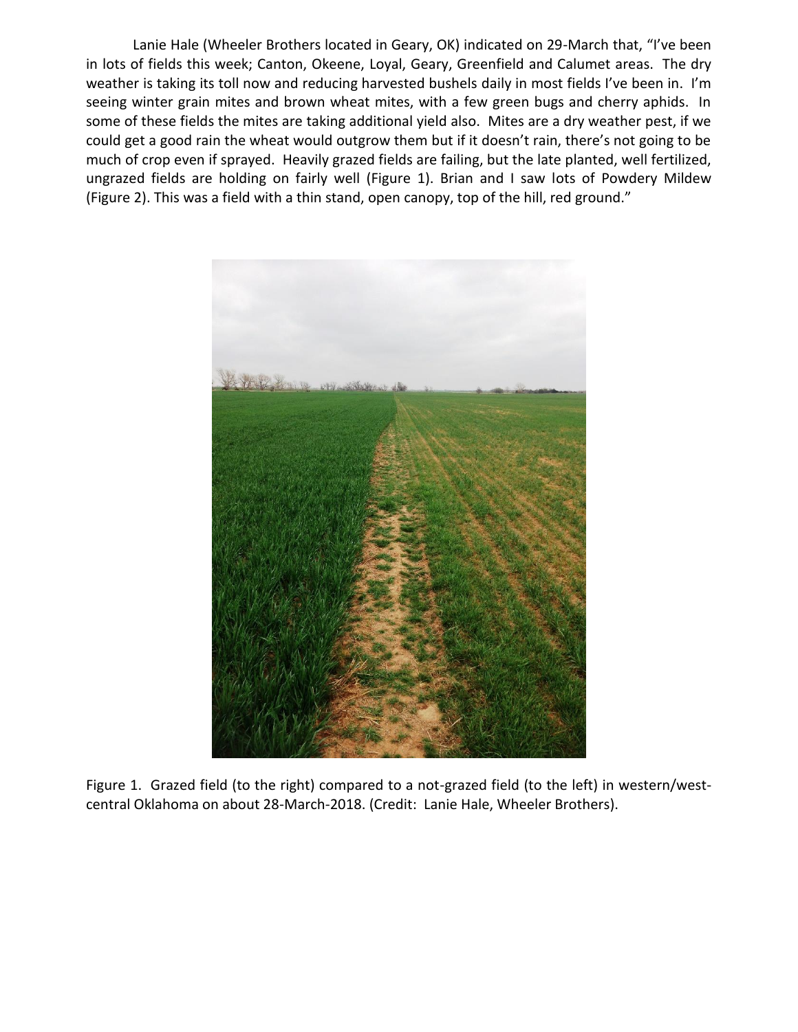Lanie Hale (Wheeler Brothers located in Geary, OK) indicated on 29-March that, "I've been in lots of fields this week; Canton, Okeene, Loyal, Geary, Greenfield and Calumet areas. The dry weather is taking its toll now and reducing harvested bushels daily in most fields I've been in. I'm seeing winter grain mites and brown wheat mites, with a few green bugs and cherry aphids. In some of these fields the mites are taking additional yield also. Mites are a dry weather pest, if we could get a good rain the wheat would outgrow them but if it doesn't rain, there's not going to be much of crop even if sprayed. Heavily grazed fields are failing, but the late planted, well fertilized, ungrazed fields are holding on fairly well (Figure 1). Brian and I saw lots of Powdery Mildew (Figure 2). This was a field with a thin stand, open canopy, top of the hill, red ground."

Figure 1. Grazed field (to the right) compared to a not-grazed field (to the left) in western/west-central Oklahoma on about 28-March-2018. (Credit: Lanie Hale, Wheeler Brothers).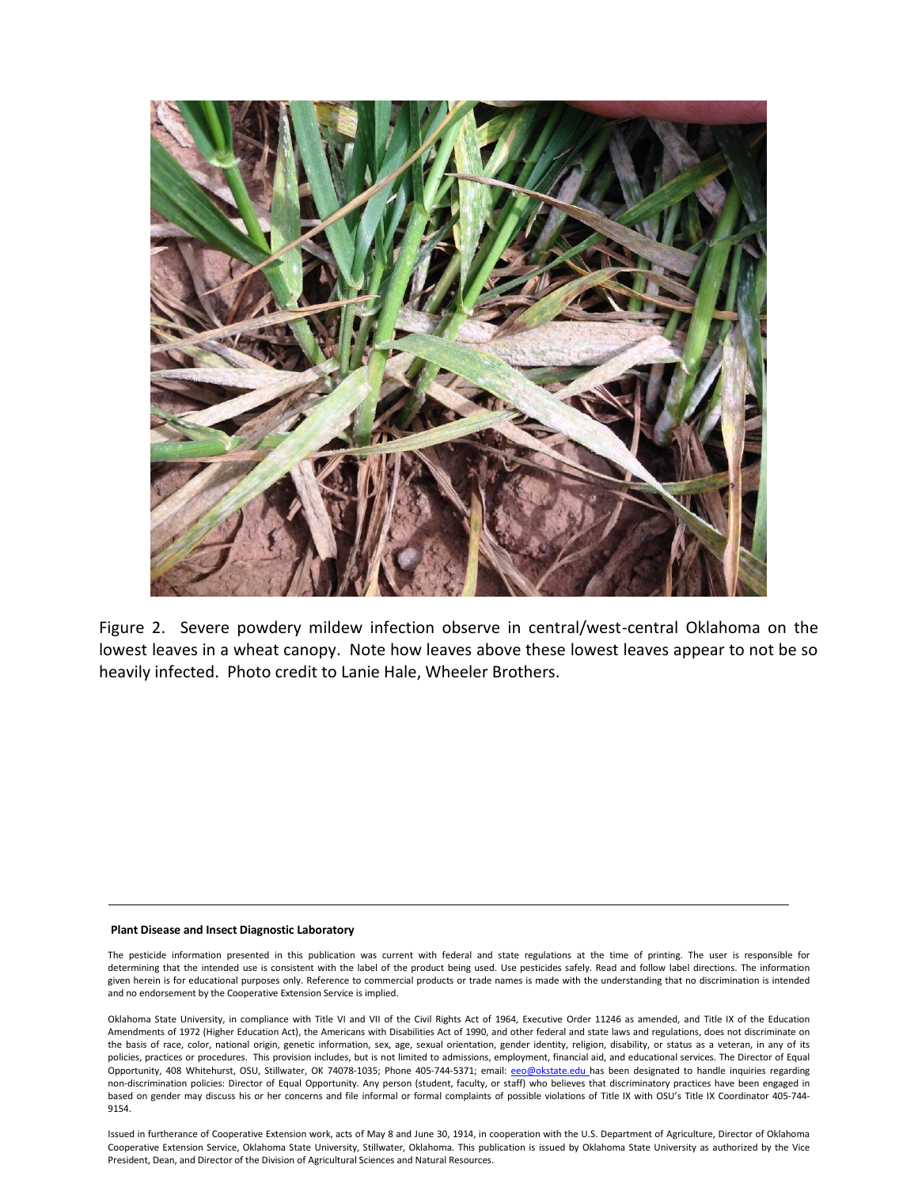Figure 2. Severe powdery mildew infection observe in central/west-central Oklahoma on the lowest leaves in a wheat canopy. Note how leaves above these lowest leaves appear to not be so heavily infected. Photo credit to Lanie Hale, Wheeler Brothers.

---

**Plant Disease and Insect Diagnostic Laboratory**

The pesticide information presented in this publication was current with federal and state regulations at the time of printing. The user is responsible for determining that the intended use is consistent with the label of the product being used. Use pesticides safely. Read and follow label directions. The information given herein is for educational purposes only. Reference to commercial products or trade names is made with the understanding that no discrimination is intended and no endorsement by the Cooperative Extension Service is implied.

Oklahoma State University, in compliance with Title VI and VII of the Civil Rights Act of 1964, Executive Order 11246 as amended, and Title IX of the Education Amendments of 1972 (Higher Education Act), the Americans with Disabilities Act of 1990, and other federal and state laws and regulations, does not discriminate on the basis of race, color, national origin, genetic information, sex, age, sexual orientation, gender identity, religion, disability, or status as a veteran, in any of its policies, practices or procedures. This provision includes, but is not limited to admissions, employment, financial aid, and educational services. The Director of Equal Opportunity, 408 Whitehurst, OSU, Stillwater, OK 74078-1035; Phone 405-744-5371; email: eeo@okstate.edu has been designated to handle inquiries regarding non-discrimination policies: Director of Equal Opportunity. Any person (student, faculty, or staff) who believes that discriminatory practices have been engaged in based on gender may discuss his or her concerns and file informal or formal complaints of possible violations of Title IX with OSU's Title IX Coordinator 405-744-9154.

Issued in furtherance of Cooperative Extension work, acts of May 8 and June 30, 1914, in cooperation with the U.S. Department of Agriculture, Director of Oklahoma Cooperative Extension Service, Oklahoma State University, Stillwater, Oklahoma. This publication is issued by Oklahoma State University as authorized by the Vice President, Dean, and Director of the Division of Agricultural Sciences and Natural Resources.